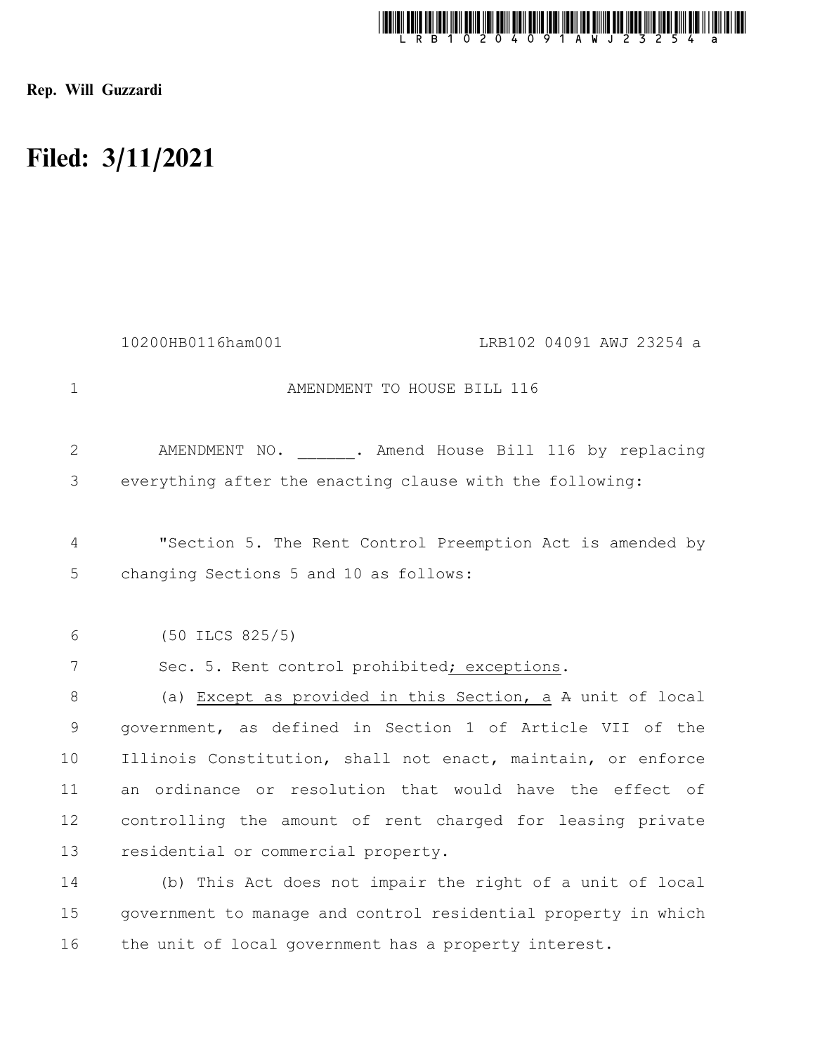Rep. Will Guzzardi

# Filed: 3/11/2021

10200HB0116ham001 LRB102 04091 AWJ 23254 a

AMENDMENT TO HOUSE BILL 116

AMENDMENT NO. \_\_\_\_\_\_. Amend House Bill 116 by replacing everything after the enacting clause with the following:

"Section 5. The Rent Control Preemption Act is amended by changing Sections 5 and 10 as follows:

(50 ILCS 825/5)

Sec. 5. Rent control prohibited<u>; exceptions</u>.

(a) <u>Except as provided in this Section, a</u> ~~A~~ unit of local government, as defined in Section 1 of Article VII of the Illinois Constitution, shall not enact, maintain, or enforce an ordinance or resolution that would have the effect of controlling the amount of rent charged for leasing private residential or commercial property.

(b) This Act does not impair the right of a unit of local government to manage and control residential property in which the unit of local government has a property interest.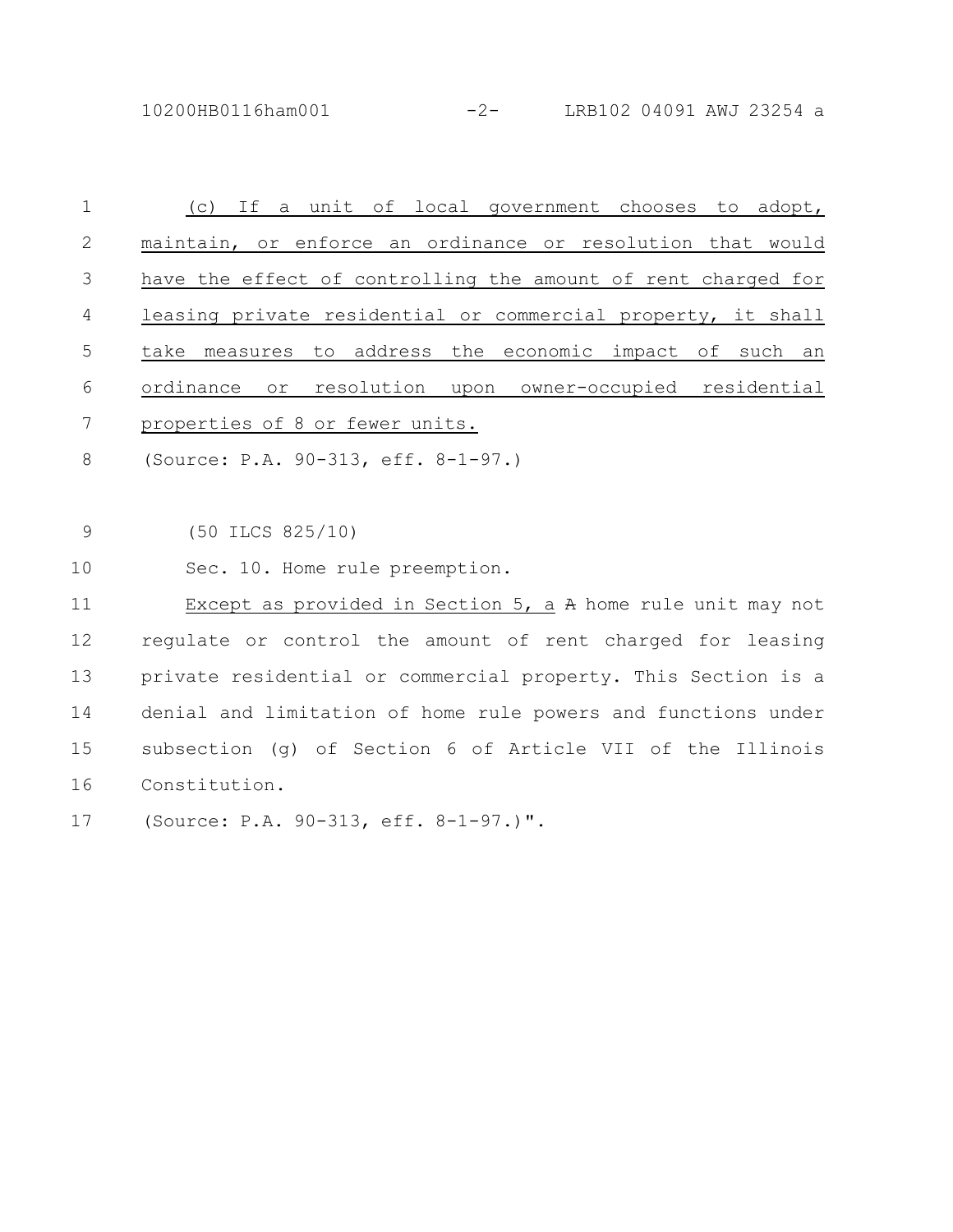(c) If a unit of local government chooses to adopt, maintain, or enforce an ordinance or resolution that would have the effect of controlling the amount of rent charged for leasing private residential or commercial property, it shall take measures to address the economic impact of such an ordinance or resolution upon owner-occupied residential properties of 8 or fewer units.

(Source: P.A. 90-313, eff. 8-1-97.)

(50 ILCS 825/10)

Sec. 10. Home rule preemption.

Except as provided in Section 5, a ~~A~~ home rule unit may not regulate or control the amount of rent charged for leasing private residential or commercial property. This Section is a denial and limitation of home rule powers and functions under subsection (g) of Section 6 of Article VII of the Illinois Constitution.

(Source: P.A. 90-313, eff. 8-1-97.)".